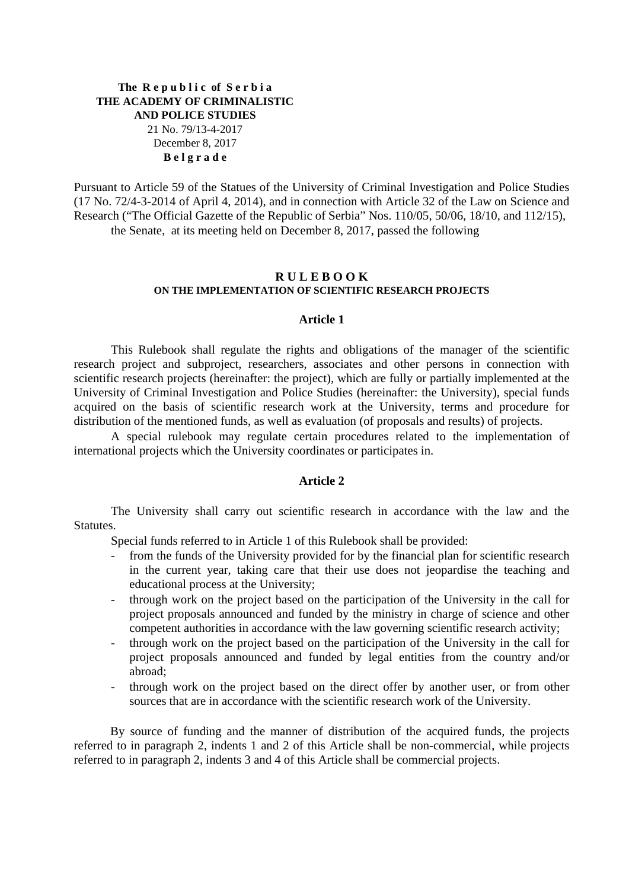**The Republic of Serbia**
**THE ACADEMY OF CRIMINALISTIC AND POLICE STUDIES**
21 No. 79/13-4-2017
December 8, 2017
**Belgrade**

Pursuant to Article 59 of the Statues of the University of Criminal Investigation and Police Studies (17 No. 72/4-3-2014 of April 4, 2014), and in connection with Article 32 of the Law on Science and Research ("The Official Gazette of the Republic of Serbia" Nos. 110/05, 50/06, 18/10, and 112/15), the Senate, at its meeting held on December 8, 2017, passed the following

# RULEBOOK
## ON THE IMPLEMENTATION OF SCIENTIFIC RESEARCH PROJECTS

### Article 1

This Rulebook shall regulate the rights and obligations of the manager of the scientific research project and subproject, researchers, associates and other persons in connection with scientific research projects (hereinafter: the project), which are fully or partially implemented at the University of Criminal Investigation and Police Studies (hereinafter: the University), special funds acquired on the basis of scientific research work at the University, terms and procedure for distribution of the mentioned funds, as well as evaluation (of proposals and results) of projects.

A special rulebook may regulate certain procedures related to the implementation of international projects which the University coordinates or participates in.

### Article 2

The University shall carry out scientific research in accordance with the law and the Statutes.

Special funds referred to in Article 1 of this Rulebook shall be provided:

- from the funds of the University provided for by the financial plan for scientific research in the current year, taking care that their use does not jeopardise the teaching and educational process at the University;
- through work on the project based on the participation of the University in the call for project proposals announced and funded by the ministry in charge of science and other competent authorities in accordance with the law governing scientific research activity;
- through work on the project based on the participation of the University in the call for project proposals announced and funded by legal entities from the country and/or abroad;
- through work on the project based on the direct offer by another user, or from other sources that are in accordance with the scientific research work of the University.

By source of funding and the manner of distribution of the acquired funds, the projects referred to in paragraph 2, indents 1 and 2 of this Article shall be non-commercial, while projects referred to in paragraph 2, indents 3 and 4 of this Article shall be commercial projects.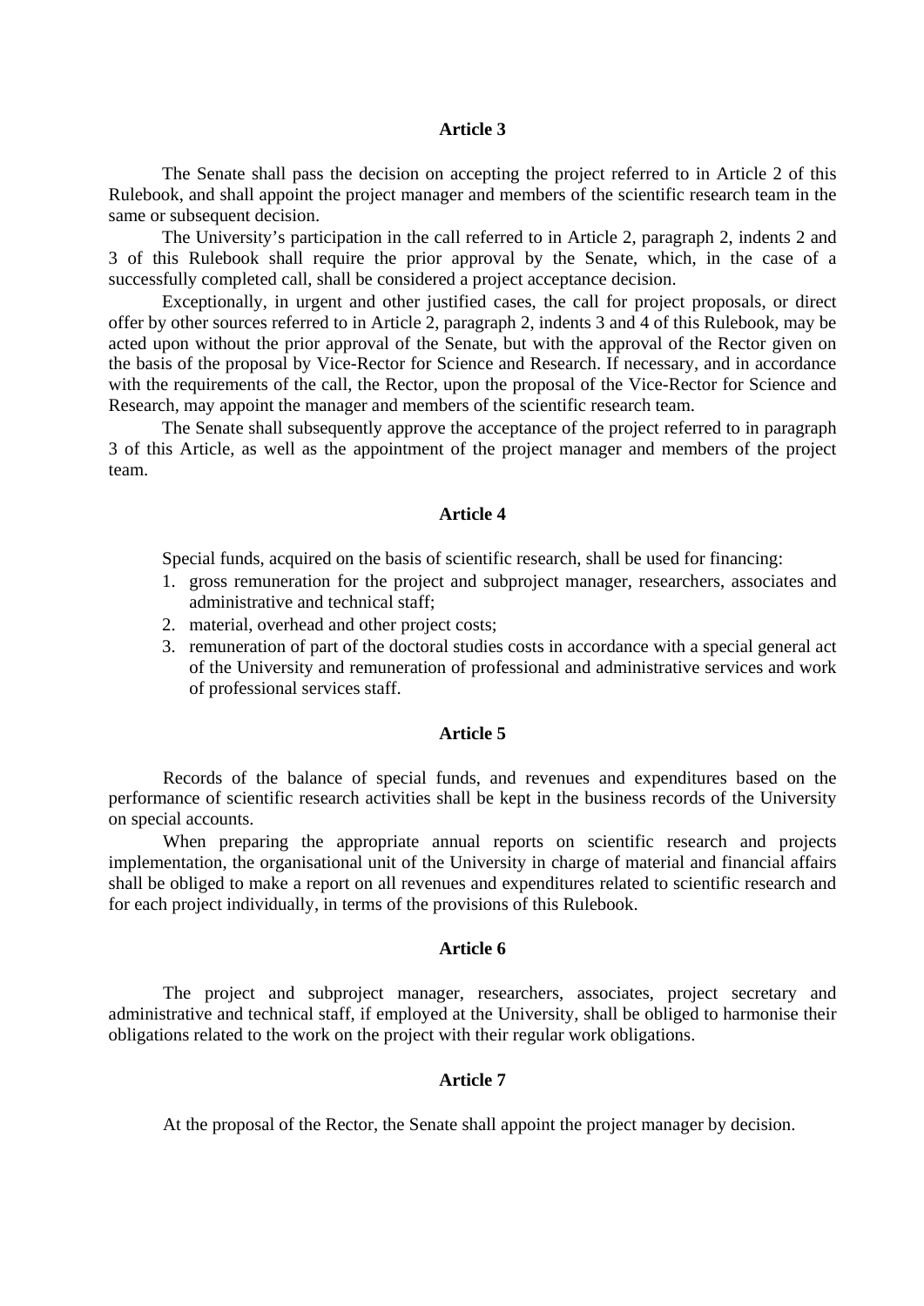## Article 3

The Senate shall pass the decision on accepting the project referred to in Article 2 of this Rulebook, and shall appoint the project manager and members of the scientific research team in the same or subsequent decision.

The University's participation in the call referred to in Article 2, paragraph 2, indents 2 and 3 of this Rulebook shall require the prior approval by the Senate, which, in the case of a successfully completed call, shall be considered a project acceptance decision.

Exceptionally, in urgent and other justified cases, the call for project proposals, or direct offer by other sources referred to in Article 2, paragraph 2, indents 3 and 4 of this Rulebook, may be acted upon without the prior approval of the Senate, but with the approval of the Rector given on the basis of the proposal by Vice-Rector for Science and Research. If necessary, and in accordance with the requirements of the call, the Rector, upon the proposal of the Vice-Rector for Science and Research, may appoint the manager and members of the scientific research team.

The Senate shall subsequently approve the acceptance of the project referred to in paragraph 3 of this Article, as well as the appointment of the project manager and members of the project team.

## Article 4

Special funds, acquired on the basis of scientific research, shall be used for financing:

1. gross remuneration for the project and subproject manager, researchers, associates and administrative and technical staff;
2. material, overhead and other project costs;
3. remuneration of part of the doctoral studies costs in accordance with a special general act of the University and remuneration of professional and administrative services and work of professional services staff.

## Article 5

Records of the balance of special funds, and revenues and expenditures based on the performance of scientific research activities shall be kept in the business records of the University on special accounts.

When preparing the appropriate annual reports on scientific research and projects implementation, the organisational unit of the University in charge of material and financial affairs shall be obliged to make a report on all revenues and expenditures related to scientific research and for each project individually, in terms of the provisions of this Rulebook.

## Article 6

The project and subproject manager, researchers, associates, project secretary and administrative and technical staff, if employed at the University, shall be obliged to harmonise their obligations related to the work on the project with their regular work obligations.

## Article 7

At the proposal of the Rector, the Senate shall appoint the project manager by decision.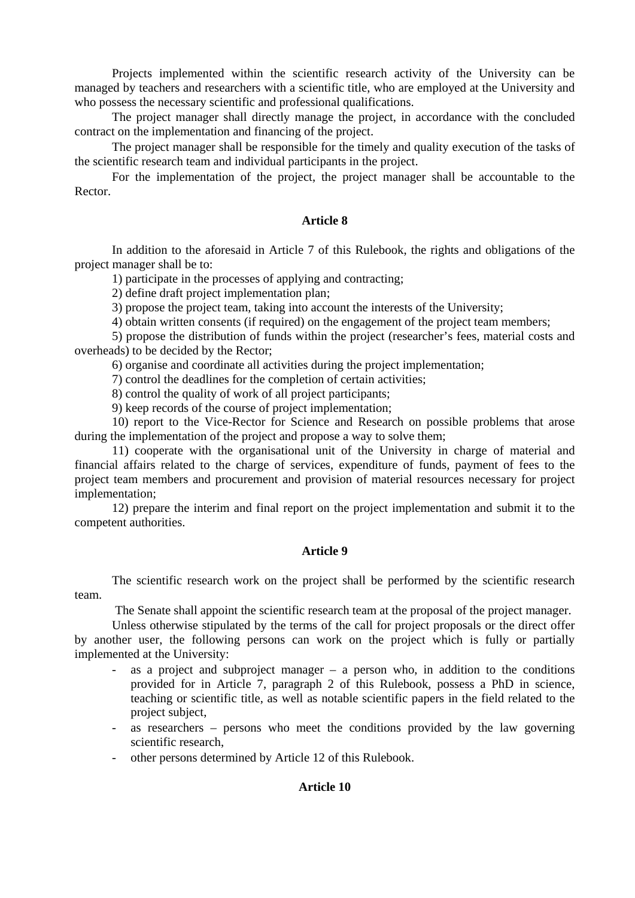Projects implemented within the scientific research activity of the University can be managed by teachers and researchers with a scientific title, who are employed at the University and who possess the necessary scientific and professional qualifications.

The project manager shall directly manage the project, in accordance with the concluded contract on the implementation and financing of the project.

The project manager shall be responsible for the timely and quality execution of the tasks of the scientific research team and individual participants in the project.

For the implementation of the project, the project manager shall be accountable to the Rector.

**Article 8**

In addition to the aforesaid in Article 7 of this Rulebook, the rights and obligations of the project manager shall be to:

1) participate in the processes of applying and contracting;

2) define draft project implementation plan;

3) propose the project team, taking into account the interests of the University;

4) obtain written consents (if required) on the engagement of the project team members;

5) propose the distribution of funds within the project (researcher's fees, material costs and overheads) to be decided by the Rector;

6) organise and coordinate all activities during the project implementation;

7) control the deadlines for the completion of certain activities;

8) control the quality of work of all project participants;

9) keep records of the course of project implementation;

10) report to the Vice-Rector for Science and Research on possible problems that arose during the implementation of the project and propose a way to solve them;

11) cooperate with the organisational unit of the University in charge of material and financial affairs related to the charge of services, expenditure of funds, payment of fees to the project team members and procurement and provision of material resources necessary for project implementation;

12) prepare the interim and final report on the project implementation and submit it to the competent authorities.

**Article 9**

The scientific research work on the project shall be performed by the scientific research team.

The Senate shall appoint the scientific research team at the proposal of the project manager.

Unless otherwise stipulated by the terms of the call for project proposals or the direct offer by another user, the following persons can work on the project which is fully or partially implemented at the University:

- as a project and subproject manager – a person who, in addition to the conditions provided for in Article 7, paragraph 2 of this Rulebook, possess a PhD in science, teaching or scientific title, as well as notable scientific papers in the field related to the project subject,
- as researchers – persons who meet the conditions provided by the law governing scientific research,
- other persons determined by Article 12 of this Rulebook.

**Article 10**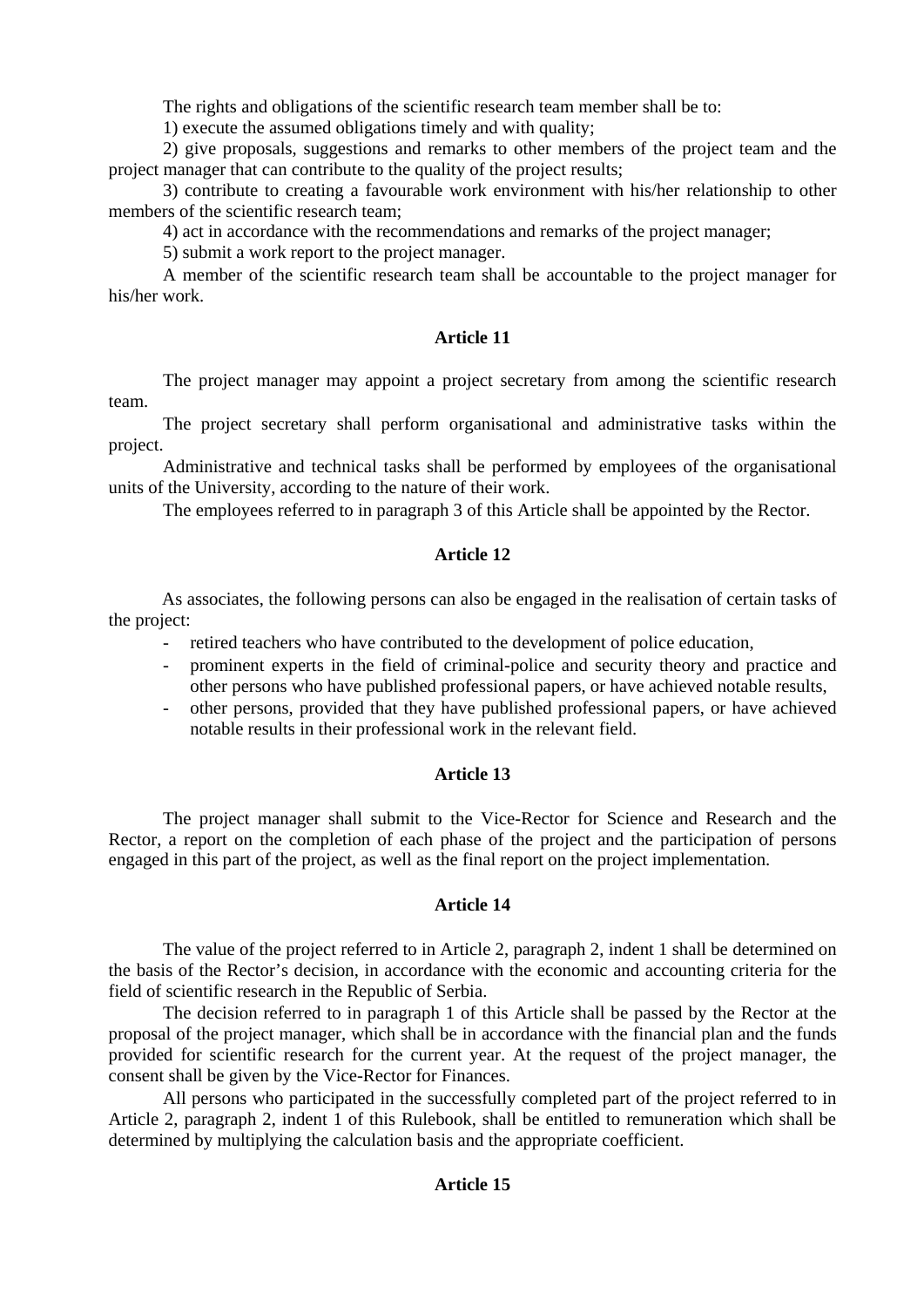The rights and obligations of the scientific research team member shall be to:

1) execute the assumed obligations timely and with quality;

2) give proposals, suggestions and remarks to other members of the project team and the project manager that can contribute to the quality of the project results;

3) contribute to creating a favourable work environment with his/her relationship to other members of the scientific research team;

4) act in accordance with the recommendations and remarks of the project manager;

5) submit a work report to the project manager.

A member of the scientific research team shall be accountable to the project manager for his/her work.

**Article 11**

The project manager may appoint a project secretary from among the scientific research team.

The project secretary shall perform organisational and administrative tasks within the project.

Administrative and technical tasks shall be performed by employees of the organisational units of the University, according to the nature of their work.

The employees referred to in paragraph 3 of this Article shall be appointed by the Rector.

**Article 12**

As associates, the following persons can also be engaged in the realisation of certain tasks of the project:

- retired teachers who have contributed to the development of police education,
- prominent experts in the field of criminal-police and security theory and practice and other persons who have published professional papers, or have achieved notable results,
- other persons, provided that they have published professional papers, or have achieved notable results in their professional work in the relevant field.

**Article 13**

The project manager shall submit to the Vice-Rector for Science and Research and the Rector, a report on the completion of each phase of the project and the participation of persons engaged in this part of the project, as well as the final report on the project implementation.

**Article 14**

The value of the project referred to in Article 2, paragraph 2, indent 1 shall be determined on the basis of the Rector's decision, in accordance with the economic and accounting criteria for the field of scientific research in the Republic of Serbia.

The decision referred to in paragraph 1 of this Article shall be passed by the Rector at the proposal of the project manager, which shall be in accordance with the financial plan and the funds provided for scientific research for the current year. At the request of the project manager, the consent shall be given by the Vice-Rector for Finances.

All persons who participated in the successfully completed part of the project referred to in Article 2, paragraph 2, indent 1 of this Rulebook, shall be entitled to remuneration which shall be determined by multiplying the calculation basis and the appropriate coefficient.

**Article 15**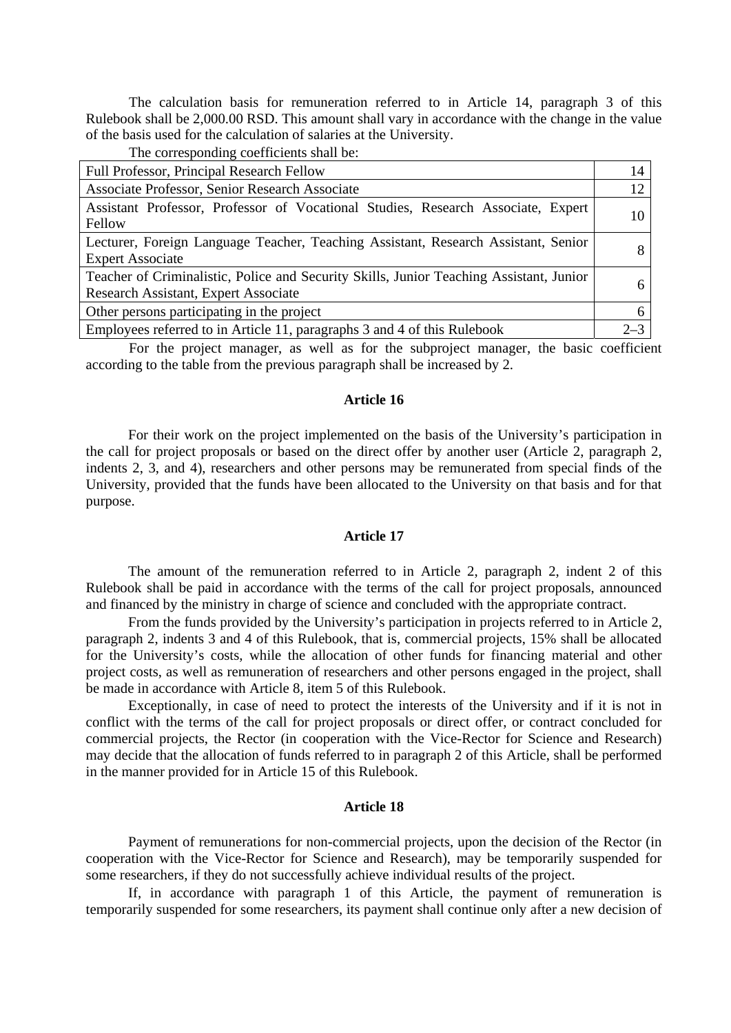The calculation basis for remuneration referred to in Article 14, paragraph 3 of this Rulebook shall be 2,000.00 RSD. This amount shall vary in accordance with the change in the value of the basis used for the calculation of salaries at the University.

The corresponding coefficients shall be:

| | |
|---|---|
| Full Professor, Principal Research Fellow | 14 |
| Associate Professor, Senior Research Associate | 12 |
| Assistant Professor, Professor of Vocational Studies, Research Associate, Expert Fellow | 10 |
| Lecturer, Foreign Language Teacher, Teaching Assistant, Research Assistant, Senior Expert Associate | 8 |
| Teacher of Criminalistic, Police and Security Skills, Junior Teaching Assistant, Junior Research Assistant, Expert Associate | 6 |
| Other persons participating in the project | 6 |
| Employees referred to in Article 11, paragraphs 3 and 4 of this Rulebook | 2–3 |

For the project manager, as well as for the subproject manager, the basic coefficient according to the table from the previous paragraph shall be increased by 2.

### Article 16

For their work on the project implemented on the basis of the University's participation in the call for project proposals or based on the direct offer by another user (Article 2, paragraph 2, indents 2, 3, and 4), researchers and other persons may be remunerated from special finds of the University, provided that the funds have been allocated to the University on that basis and for that purpose.

### Article 17

The amount of the remuneration referred to in Article 2, paragraph 2, indent 2 of this Rulebook shall be paid in accordance with the terms of the call for project proposals, announced and financed by the ministry in charge of science and concluded with the appropriate contract.

From the funds provided by the University's participation in projects referred to in Article 2, paragraph 2, indents 3 and 4 of this Rulebook, that is, commercial projects, 15% shall be allocated for the University's costs, while the allocation of other funds for financing material and other project costs, as well as remuneration of researchers and other persons engaged in the project, shall be made in accordance with Article 8, item 5 of this Rulebook.

Exceptionally, in case of need to protect the interests of the University and if it is not in conflict with the terms of the call for project proposals or direct offer, or contract concluded for commercial projects, the Rector (in cooperation with the Vice-Rector for Science and Research) may decide that the allocation of funds referred to in paragraph 2 of this Article, shall be performed in the manner provided for in Article 15 of this Rulebook.

### Article 18

Payment of remunerations for non-commercial projects, upon the decision of the Rector (in cooperation with the Vice-Rector for Science and Research), may be temporarily suspended for some researchers, if they do not successfully achieve individual results of the project.

If, in accordance with paragraph 1 of this Article, the payment of remuneration is temporarily suspended for some researchers, its payment shall continue only after a new decision of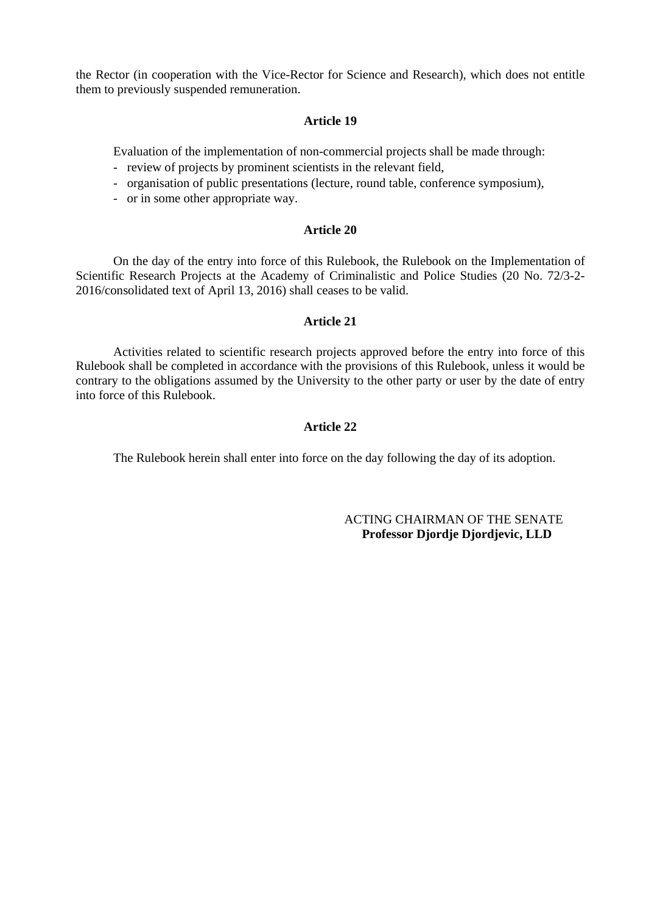the Rector (in cooperation with the Vice-Rector for Science and Research), which does not entitle them to previously suspended remuneration.

**Article 19**

Evaluation of the implementation of non-commercial projects shall be made through:

- review of projects by prominent scientists in the relevant field,
- organisation of public presentations (lecture, round table, conference symposium),
- or in some other appropriate way.

**Article 20**

On the day of the entry into force of this Rulebook, the Rulebook on the Implementation of Scientific Research Projects at the Academy of Criminalistic and Police Studies (20 No. 72/3-2-2016/consolidated text of April 13, 2016) shall ceases to be valid.

**Article 21**

Activities related to scientific research projects approved before the entry into force of this Rulebook shall be completed in accordance with the provisions of this Rulebook, unless it would be contrary to the obligations assumed by the University to the other party or user by the date of entry into force of this Rulebook.

**Article 22**

The Rulebook herein shall enter into force on the day following the day of its adoption.

ACTING CHAIRMAN OF THE SENATE
**Professor Djordje Djordjevic, LLD**